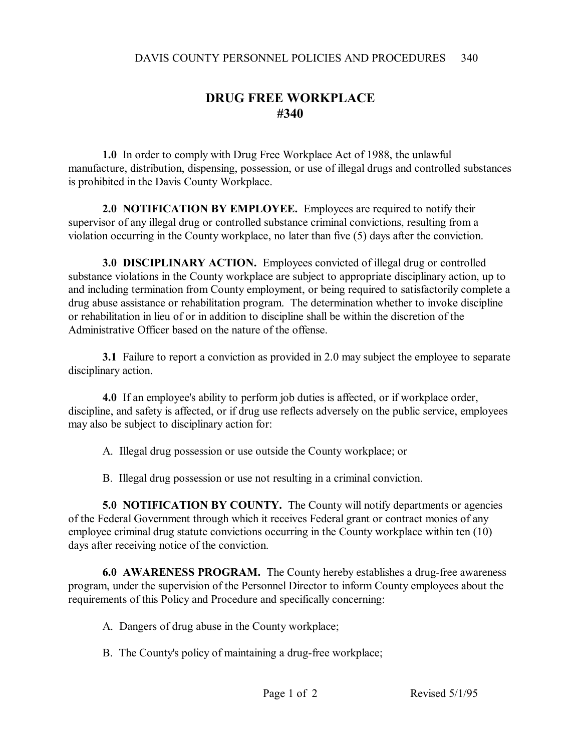# DRUG FREE WORKPLACE
# #340

**1.0** In order to comply with Drug Free Workplace Act of 1988, the unlawful manufacture, distribution, dispensing, possession, or use of illegal drugs and controlled substances is prohibited in the Davis County Workplace.

**2.0 NOTIFICATION BY EMPLOYEE.** Employees are required to notify their supervisor of any illegal drug or controlled substance criminal convictions, resulting from a violation occurring in the County workplace, no later than five (5) days after the conviction.

**3.0 DISCIPLINARY ACTION.** Employees convicted of illegal drug or controlled substance violations in the County workplace are subject to appropriate disciplinary action, up to and including termination from County employment, or being required to satisfactorily complete a drug abuse assistance or rehabilitation program. The determination whether to invoke discipline or rehabilitation in lieu of or in addition to discipline shall be within the discretion of the Administrative Officer based on the nature of the offense.

**3.1** Failure to report a conviction as provided in 2.0 may subject the employee to separate disciplinary action.

**4.0** If an employee's ability to perform job duties is affected, or if workplace order, discipline, and safety is affected, or if drug use reflects adversely on the public service, employees may also be subject to disciplinary action for:

A. Illegal drug possession or use outside the County workplace; or

B. Illegal drug possession or use not resulting in a criminal conviction.

**5.0 NOTIFICATION BY COUNTY.** The County will notify departments or agencies of the Federal Government through which it receives Federal grant or contract monies of any employee criminal drug statute convictions occurring in the County workplace within ten (10) days after receiving notice of the conviction.

**6.0 AWARENESS PROGRAM.** The County hereby establishes a drug-free awareness program, under the supervision of the Personnel Director to inform County employees about the requirements of this Policy and Procedure and specifically concerning:

A. Dangers of drug abuse in the County workplace;

B. The County's policy of maintaining a drug-free workplace;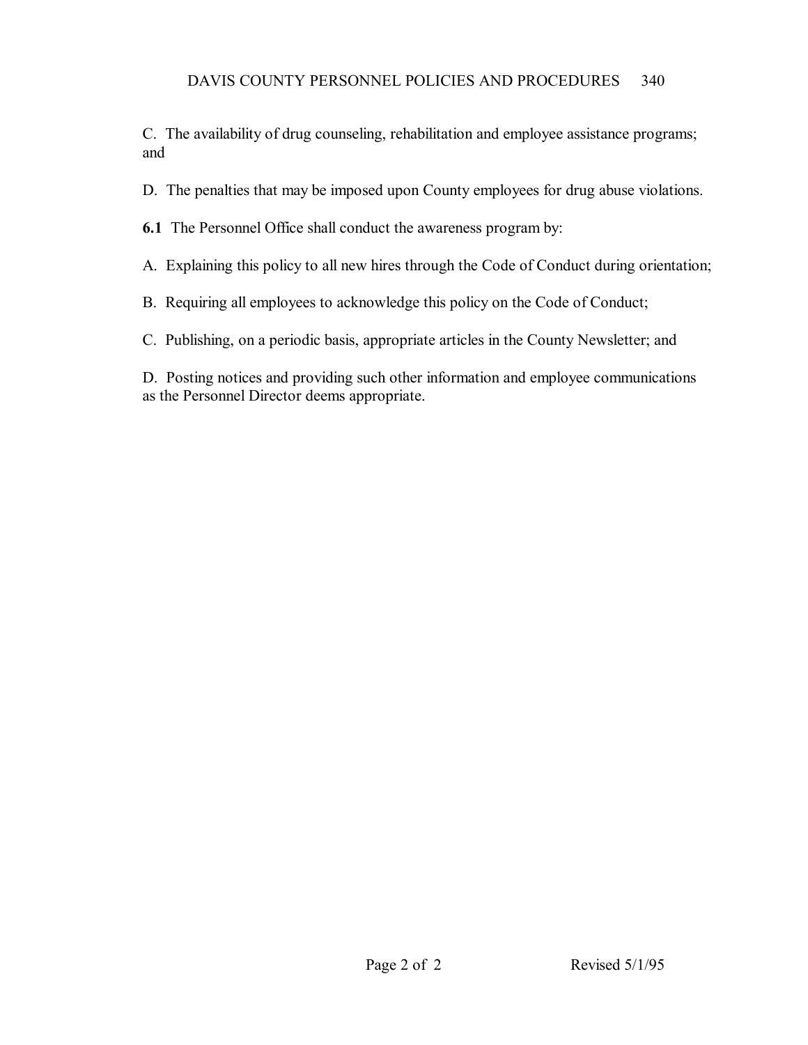C. The availability of drug counseling, rehabilitation and employee assistance programs; and

D. The penalties that may be imposed upon County employees for drug abuse violations.

**6.1** The Personnel Office shall conduct the awareness program by:

A. Explaining this policy to all new hires through the Code of Conduct during orientation;

B. Requiring all employees to acknowledge this policy on the Code of Conduct;

C. Publishing, on a periodic basis, appropriate articles in the County Newsletter; and

D. Posting notices and providing such other information and employee communications as the Personnel Director deems appropriate.

Revised 5/1/95